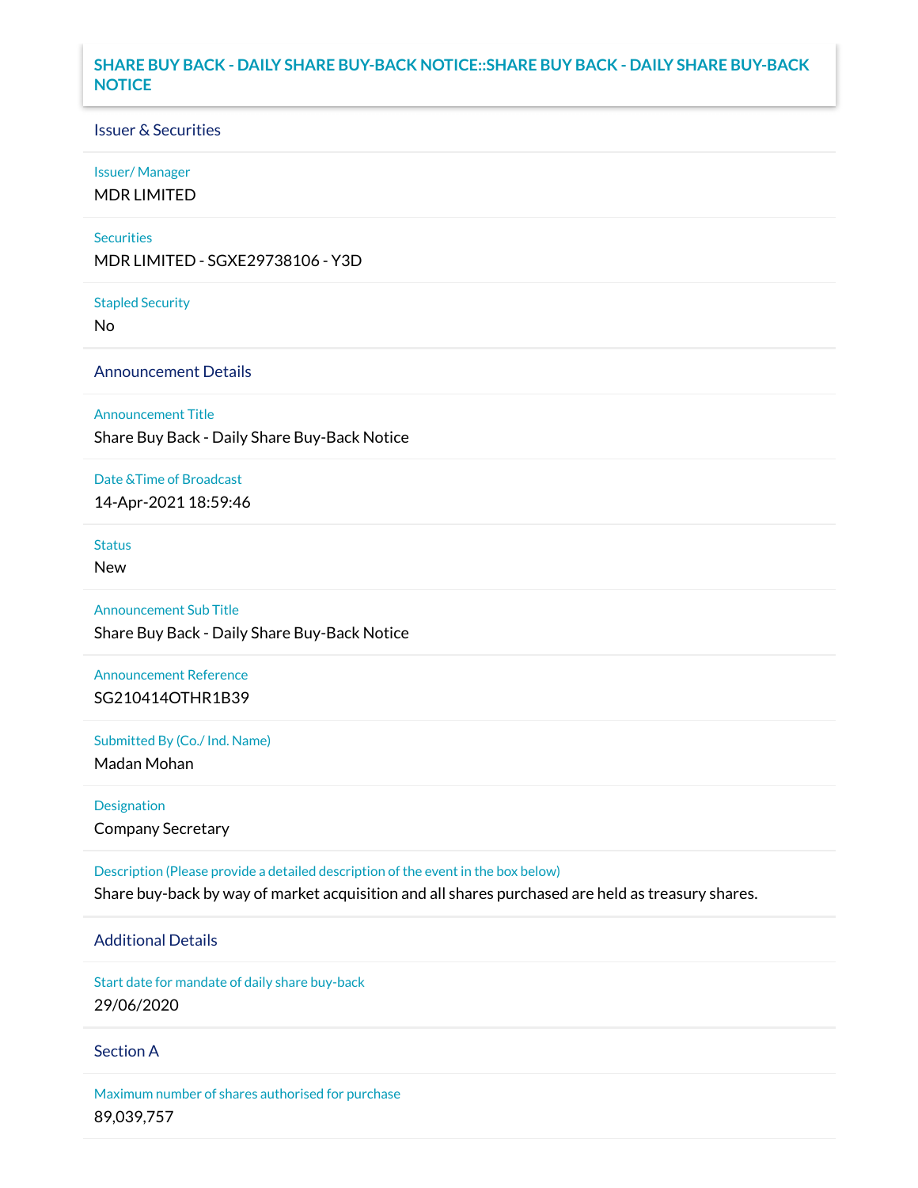# SHARE BUY BACK - DAILY SHARE BUY-BACK NOTICE::SHARE BUY BACK - DAILY SHARE BUY-BACK NOTICE

## Issuer & Securities

**Issuer/ Manager**

MDR LIMITED

**Securities**

MDR LIMITED - SGXE29738106 - Y3D

**Stapled Security**

No

## Announcement Details

**Announcement Title**

Share Buy Back - Daily Share Buy-Back Notice

**Date &Time of Broadcast**

14-Apr-2021 18:59:46

**Status**

New

**Announcement Sub Title**

Share Buy Back - Daily Share Buy-Back Notice

**Announcement Reference**

SG210414OTHR1B39

**Submitted By (Co./ Ind. Name)**

Madan Mohan

**Designation**

Company Secretary

**Description (Please provide a detailed description of the event in the box below)**

Share buy-back by way of market acquisition and all shares purchased are held as treasury shares.

## Additional Details

**Start date for mandate of daily share buy-back**

29/06/2020

## Section A

**Maximum number of shares authorised for purchase**

89,039,757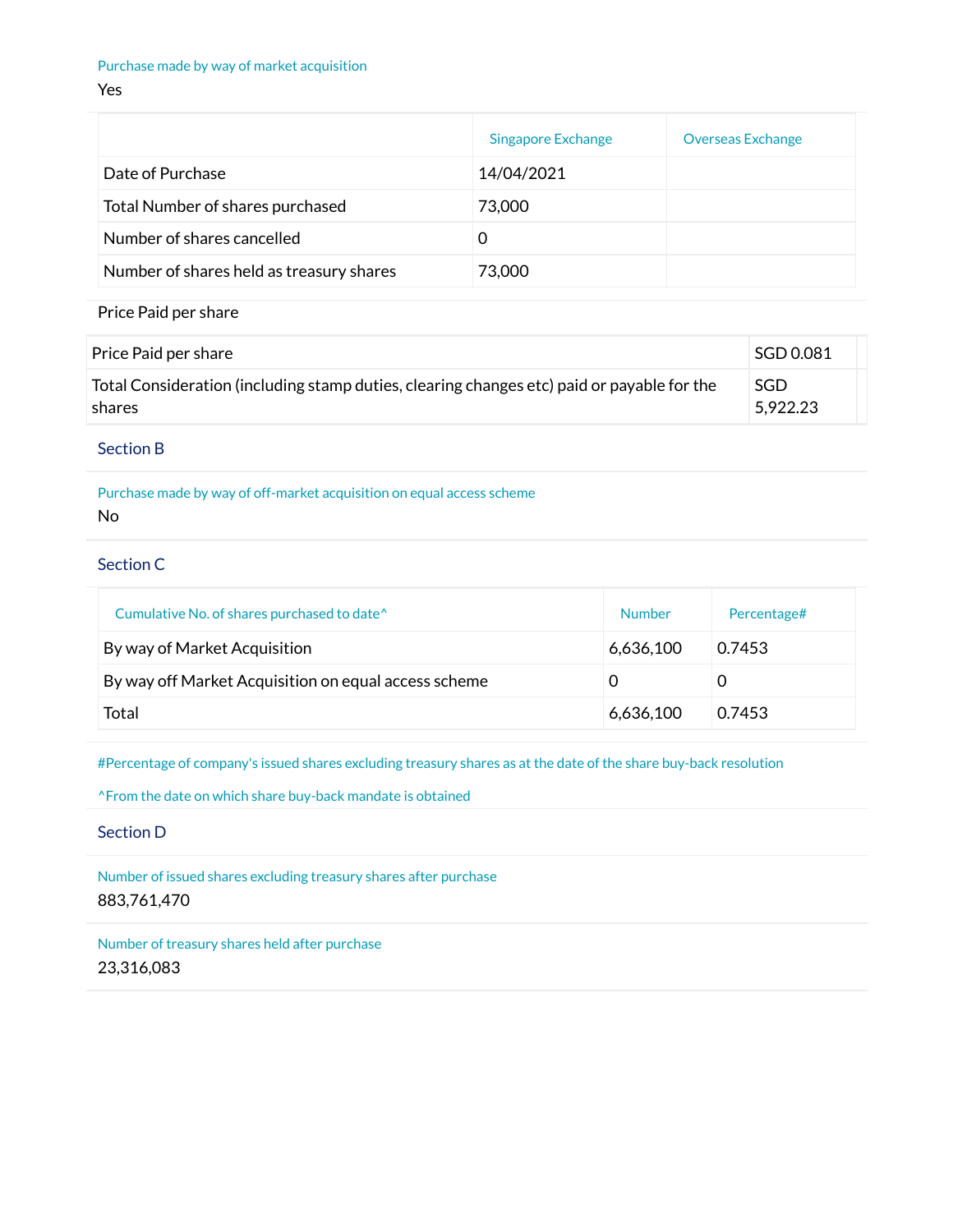Purchase made by way of market acquisition

Yes

| | Singapore Exchange | Overseas Exchange |
|---|---|---|
| Date of Purchase | 14/04/2021 | |
| Total Number of shares purchased | 73,000 | |
| Number of shares cancelled | 0 | |
| Number of shares held as treasury shares | 73,000 | |

Price Paid per share

| | |
|---|---|
| Price Paid per share | SGD 0.081 |
| Total Consideration (including stamp duties, clearing changes etc) paid or payable for the shares | SGD 5,922.23 |

## Section B

Purchase made by way of off-market acquisition on equal access scheme

No

## Section C

| Cumulative No. of shares purchased to date^ | Number | Percentage# |
|---|---|---|
| By way of Market Acquisition | 6,636,100 | 0.7453 |
| By way off Market Acquisition on equal access scheme | 0 | 0 |
| Total | 6,636,100 | 0.7453 |

#Percentage of company's issued shares excluding treasury shares as at the date of the share buy-back resolution

^From the date on which share buy-back mandate is obtained

## Section D

Number of issued shares excluding treasury shares after purchase

883,761,470

Number of treasury shares held after purchase

23,316,083